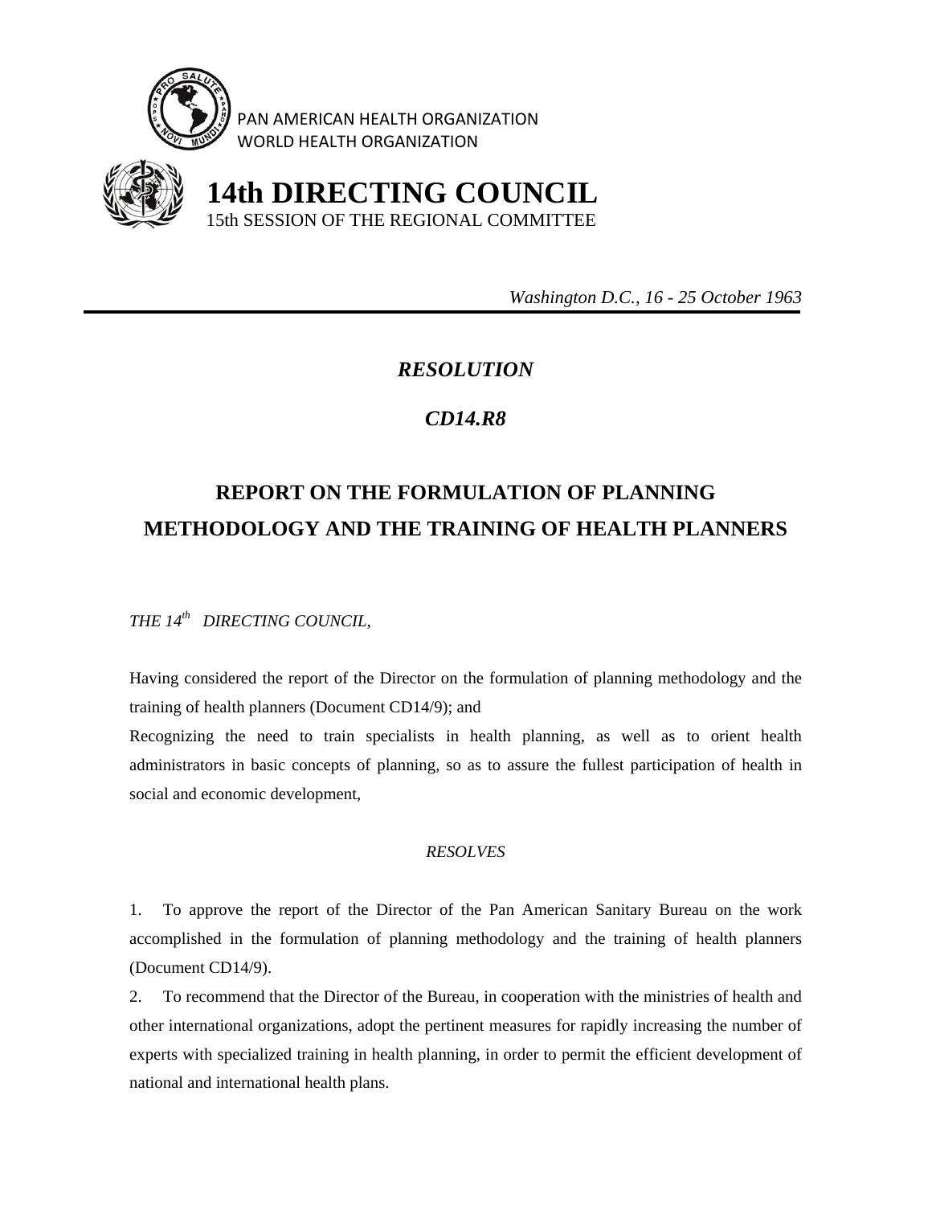PAN AMERICAN HEALTH ORGANIZATION
WORLD HEALTH ORGANIZATION

# 14th DIRECTING COUNCIL

15th SESSION OF THE REGIONAL COMMITTEE

*Washington D.C., 16 - 25 October 1963*

---

## *RESOLUTION*

## *CD14.R8*

## REPORT ON THE FORMULATION OF PLANNING METHODOLOGY AND THE TRAINING OF HEALTH PLANNERS

*THE 14th DIRECTING COUNCIL,*

Having considered the report of the Director on the formulation of planning methodology and the training of health planners (Document CD14/9); and

Recognizing the need to train specialists in health planning, as well as to orient health administrators in basic concepts of planning, so as to assure the fullest participation of health in social and economic development,

*RESOLVES*

1. To approve the report of the Director of the Pan American Sanitary Bureau on the work accomplished in the formulation of planning methodology and the training of health planners (Document CD14/9).

2. To recommend that the Director of the Bureau, in cooperation with the ministries of health and other international organizations, adopt the pertinent measures for rapidly increasing the number of experts with specialized training in health planning, in order to permit the efficient development of national and international health plans.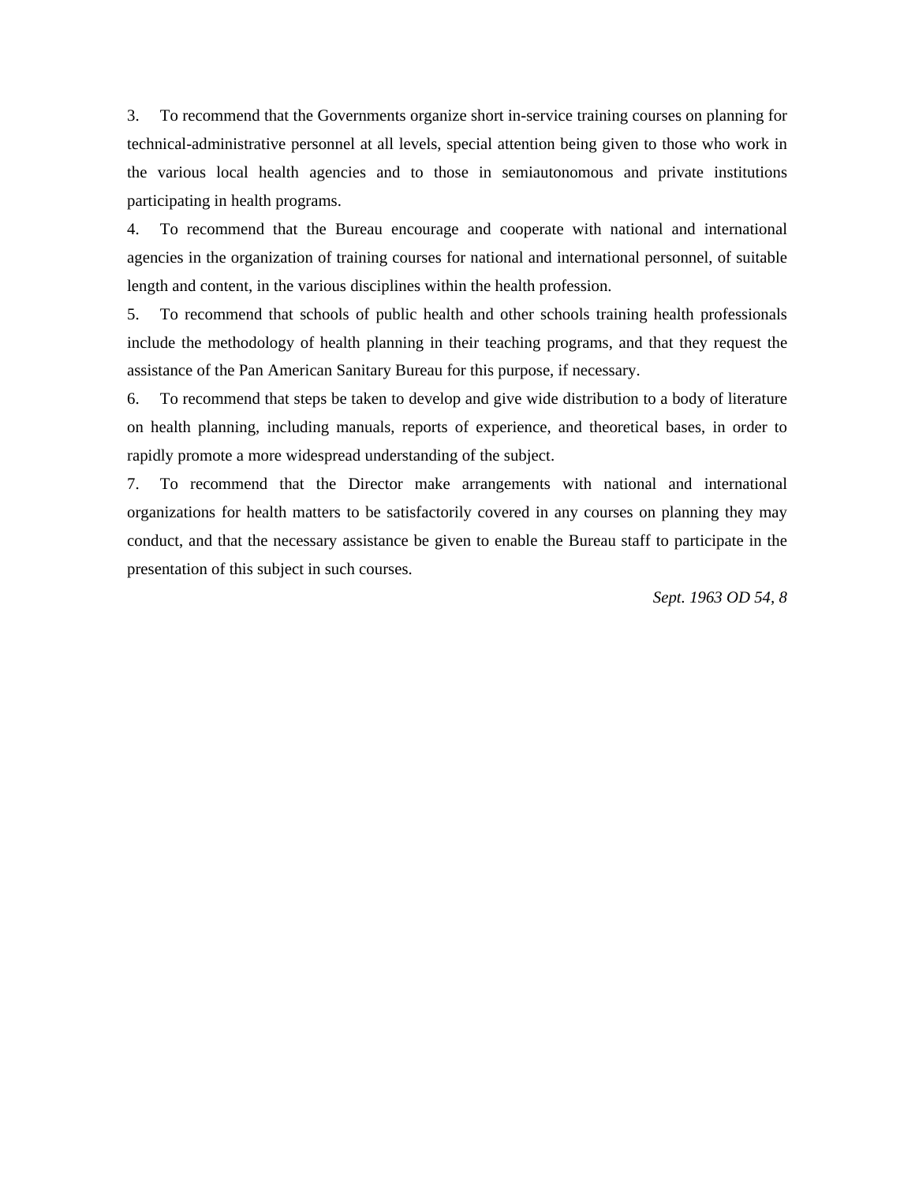3. To recommend that the Governments organize short in-service training courses on planning for technical-administrative personnel at all levels, special attention being given to those who work in the various local health agencies and to those in semiautonomous and private institutions participating in health programs.

4. To recommend that the Bureau encourage and cooperate with national and international agencies in the organization of training courses for national and international personnel, of suitable length and content, in the various disciplines within the health profession.

5. To recommend that schools of public health and other schools training health professionals include the methodology of health planning in their teaching programs, and that they request the assistance of the Pan American Sanitary Bureau for this purpose, if necessary.

6. To recommend that steps be taken to develop and give wide distribution to a body of literature on health planning, including manuals, reports of experience, and theoretical bases, in order to rapidly promote a more widespread understanding of the subject.

7. To recommend that the Director make arrangements with national and international organizations for health matters to be satisfactorily covered in any courses on planning they may conduct, and that the necessary assistance be given to enable the Bureau staff to participate in the presentation of this subject in such courses.

*Sept. 1963 OD 54, 8*